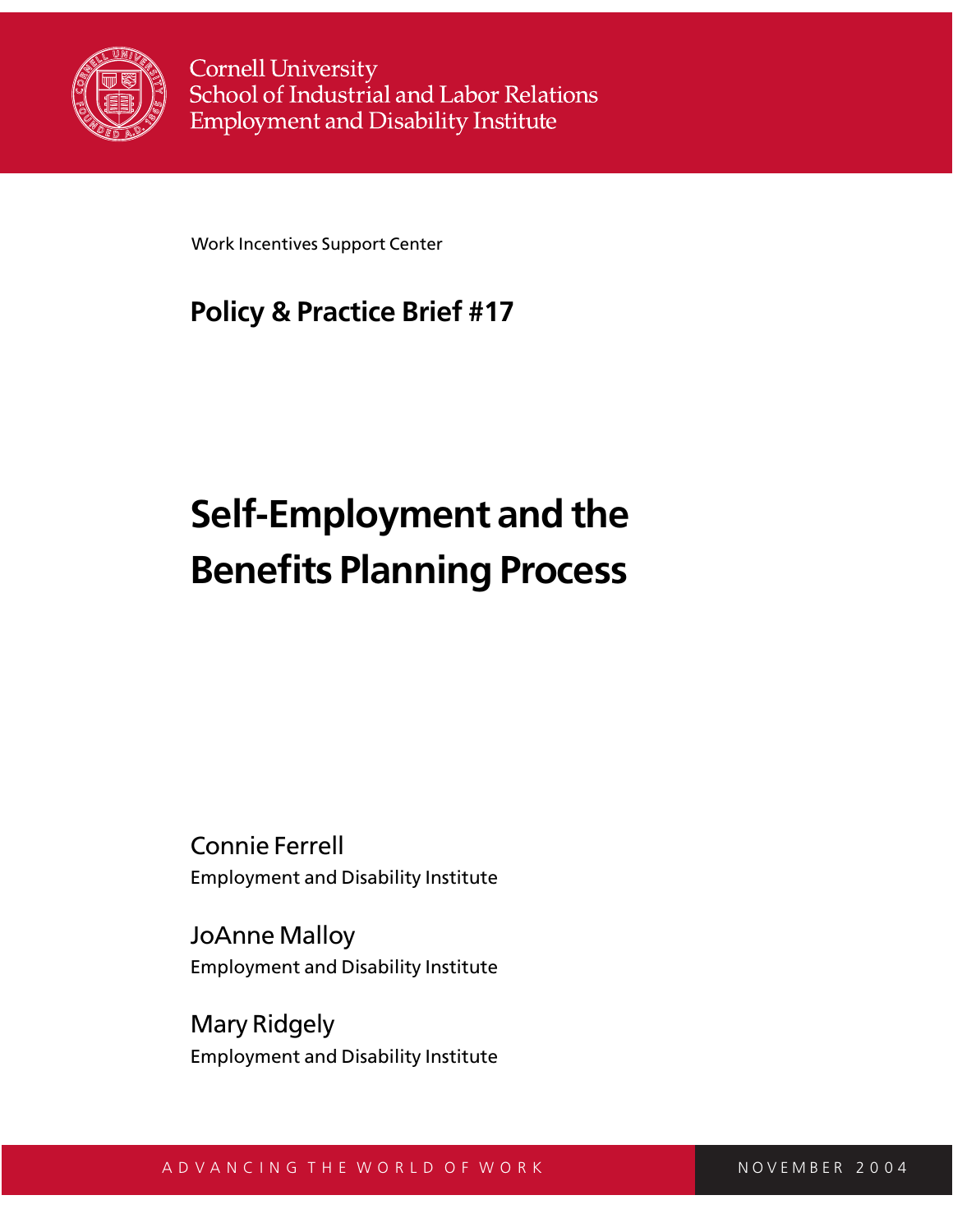Cornell University
School of Industrial and Labor Relations
Employment and Disability Institute

Work Incentives Support Center

**Policy & Practice Brief #17**

# Self-Employment and the Benefits Planning Process

Connie Ferrell
Employment and Disability Institute

JoAnne Malloy
Employment and Disability Institute

Mary Ridgely
Employment and Disability Institute

ADVANCING THE WORLD OF WORK

NOVEMBER 2004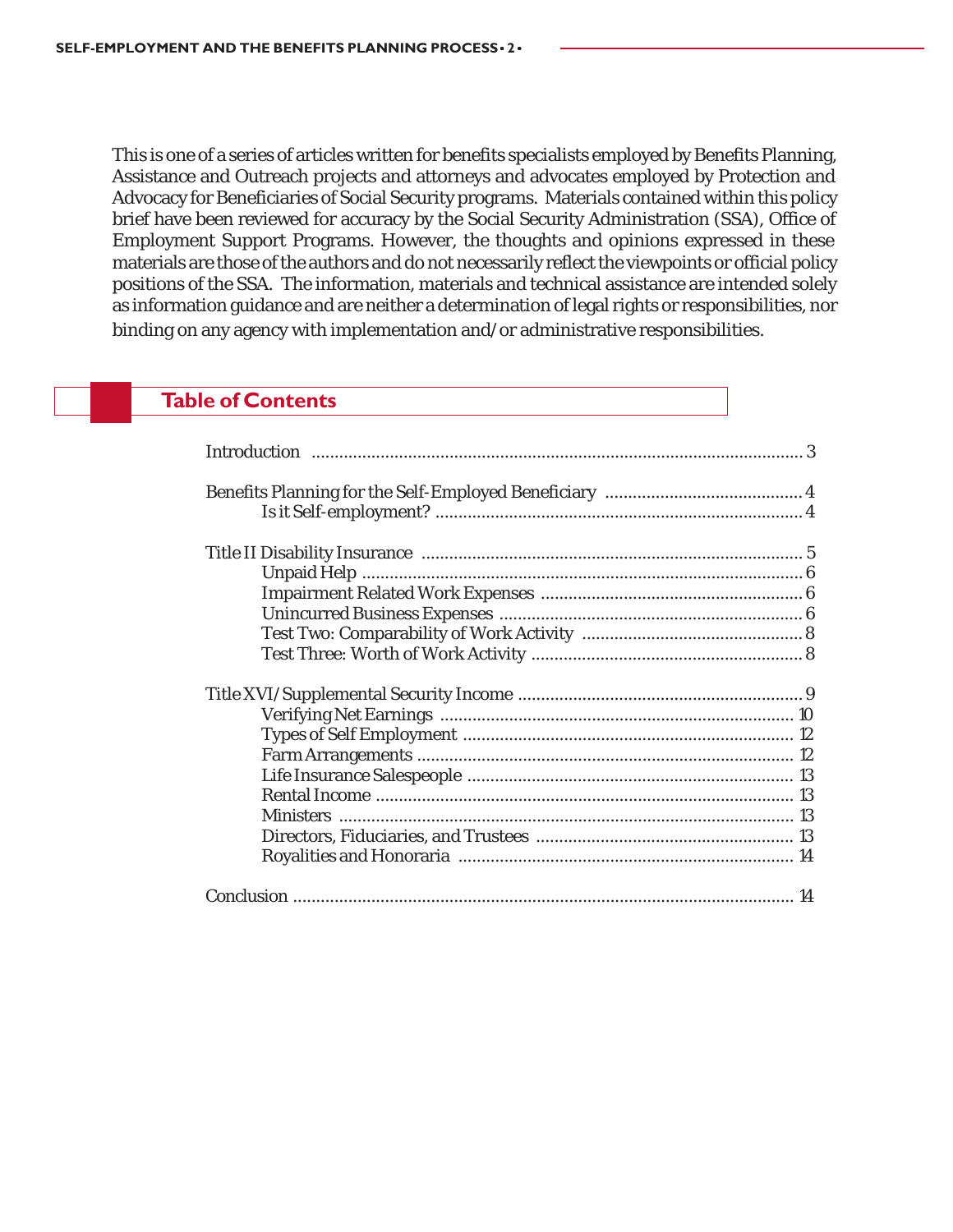This is one of a series of articles written for benefits specialists employed by Benefits Planning, Assistance and Outreach projects and attorneys and advocates employed by Protection and Advocacy for Beneficiaries of Social Security programs. Materials contained within this policy brief have been reviewed for accuracy by the Social Security Administration (SSA), Office of Employment Support Programs. However, the thoughts and opinions expressed in these materials are those of the authors and do not necessarily reflect the viewpoints or official policy positions of the SSA. The information, materials and technical assistance are intended solely as information guidance and are neither a determination of legal rights or responsibilities, nor binding on any agency with implementation and/or administrative responsibilities.

## Table of Contents

- Introduction ..... 3
- Benefits Planning for the Self-Employed Beneficiary ..... 4
  - Is it Self-employment? ..... 4
- Title II Disability Insurance ..... 5
  - Unpaid Help ..... 6
  - Impairment Related Work Expenses ..... 6
  - Unincurred Business Expenses ..... 6
  - Test Two: Comparability of Work Activity ..... 8
  - Test Three: Worth of Work Activity ..... 8
- Title XVI/Supplemental Security Income ..... 9
  - Verifying Net Earnings ..... 10
  - Types of Self Employment ..... 12
  - Farm Arrangements ..... 12
  - Life Insurance Salespeople ..... 13
  - Rental Income ..... 13
  - Ministers ..... 13
  - Directors, Fiduciaries, and Trustees ..... 13
  - Royalities and Honoraria ..... 14
- Conclusion ..... 14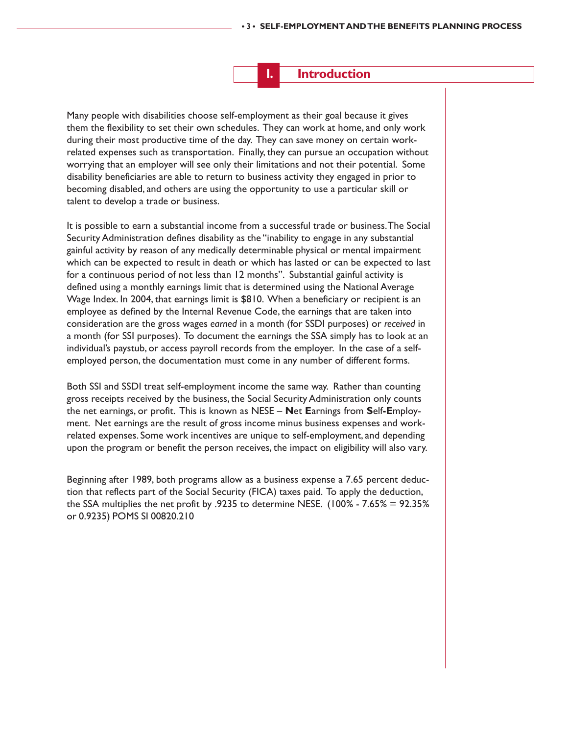## I. Introduction

Many people with disabilities choose self-employment as their goal because it gives them the flexibility to set their own schedules. They can work at home, and only work during their most productive time of the day. They can save money on certain work-related expenses such as transportation. Finally, they can pursue an occupation without worrying that an employer will see only their limitations and not their potential. Some disability beneficiaries are able to return to business activity they engaged in prior to becoming disabled, and others are using the opportunity to use a particular skill or talent to develop a trade or business.

It is possible to earn a substantial income from a successful trade or business. The Social Security Administration defines disability as the "inability to engage in any substantial gainful activity by reason of any medically determinable physical or mental impairment which can be expected to result in death or which has lasted or can be expected to last for a continuous period of not less than 12 months". Substantial gainful activity is defined using a monthly earnings limit that is determined using the National Average Wage Index. In 2004, that earnings limit is $810. When a beneficiary or recipient is an employee as defined by the Internal Revenue Code, the earnings that are taken into consideration are the gross wages *earned* in a month (for SSDI purposes) or *received* in a month (for SSI purposes). To document the earnings the SSA simply has to look at an individual's paystub, or access payroll records from the employer. In the case of a self-employed person, the documentation must come in any number of different forms.

Both SSI and SSDI treat self-employment income the same way. Rather than counting gross receipts received by the business, the Social Security Administration only counts the net earnings, or profit. This is known as NESE – **N**et **E**arnings from **S**elf-**E**mployment. Net earnings are the result of gross income minus business expenses and work-related expenses. Some work incentives are unique to self-employment, and depending upon the program or benefit the person receives, the impact on eligibility will also vary.

Beginning after 1989, both programs allow as a business expense a 7.65 percent deduction that reflects part of the Social Security (FICA) taxes paid. To apply the deduction, the SSA multiplies the net profit by .9235 to determine NESE. (100% - 7.65% = 92.35% or 0.9235) POMS SI 00820.210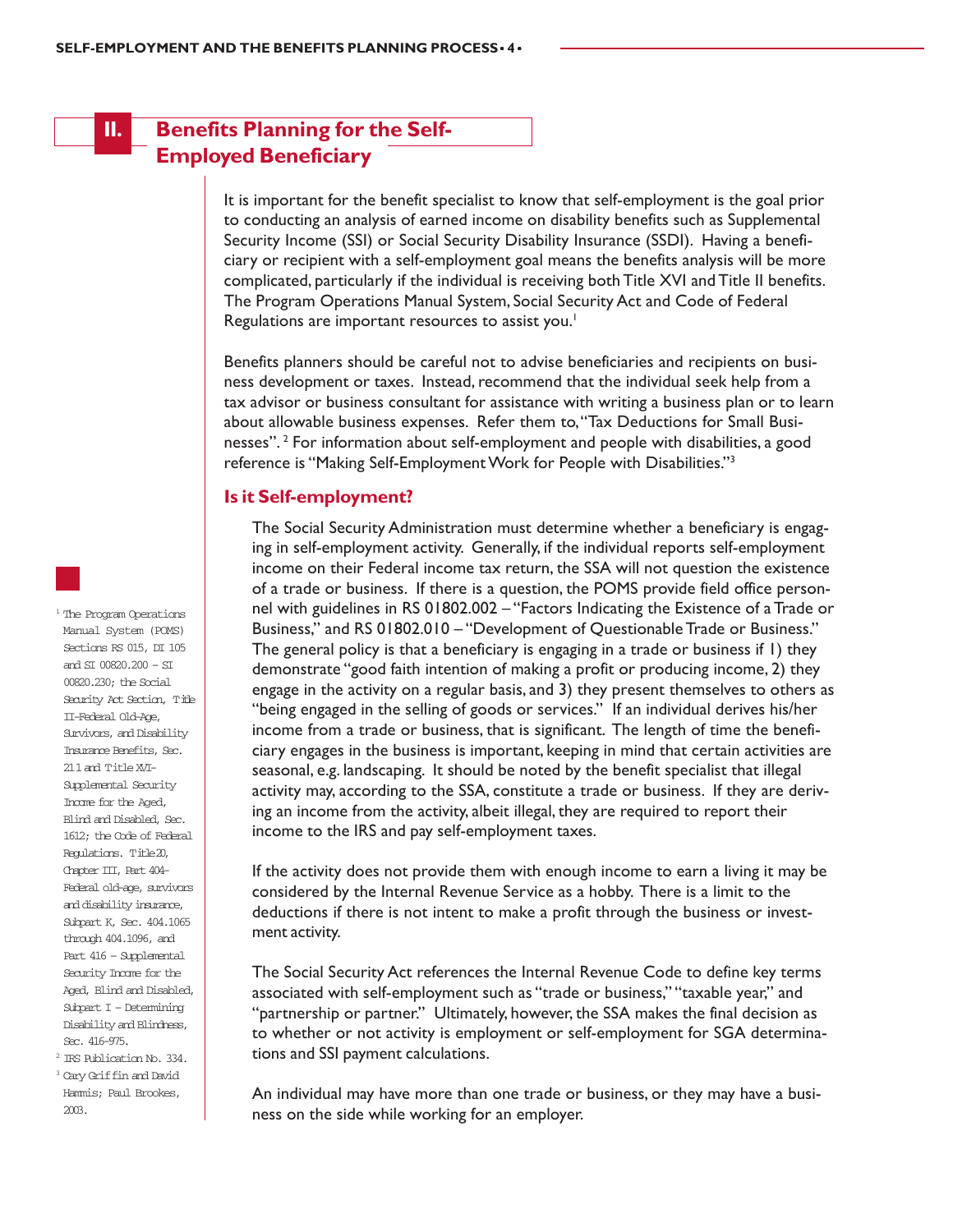## II. Benefits Planning for the Self-Employed Beneficiary

It is important for the benefit specialist to know that self-employment is the goal prior to conducting an analysis of earned income on disability benefits such as Supplemental Security Income (SSI) or Social Security Disability Insurance (SSDI). Having a beneficiary or recipient with a self-employment goal means the benefits analysis will be more complicated, particularly if the individual is receiving both Title XVI and Title II benefits. The Program Operations Manual System, Social Security Act and Code of Federal Regulations are important resources to assist you.[1]

Benefits planners should be careful not to advise beneficiaries and recipients on business development or taxes. Instead, recommend that the individual seek help from a tax advisor or business consultant for assistance with writing a business plan or to learn about allowable business expenses. Refer them to, "Tax Deductions for Small Businesses".[2] For information about self-employment and people with disabilities, a good reference is "Making Self-Employment Work for People with Disabilities."[3]

### Is it Self-employment?

The Social Security Administration must determine whether a beneficiary is engaging in self-employment activity. Generally, if the individual reports self-employment income on their Federal income tax return, the SSA will not question the existence of a trade or business. If there is a question, the POMS provide field office personnel with guidelines in RS 01802.002 – "Factors Indicating the Existence of a Trade or Business," and RS 01802.010 – "Development of Questionable Trade or Business." The general policy is that a beneficiary is engaging in a trade or business if 1) they demonstrate "good faith intention of making a profit or producing income, 2) they engage in the activity on a regular basis, and 3) they present themselves to others as "being engaged in the selling of goods or services." If an individual derives his/her income from a trade or business, that is significant. The length of time the beneficiary engages in the business is important, keeping in mind that certain activities are seasonal, e.g. landscaping. It should be noted by the benefit specialist that illegal activity may, according to the SSA, constitute a trade or business. If they are deriving an income from the activity, albeit illegal, they are required to report their income to the IRS and pay self-employment taxes.

If the activity does not provide them with enough income to earn a living it may be considered by the Internal Revenue Service as a hobby. There is a limit to the deductions if there is not intent to make a profit through the business or investment activity.

The Social Security Act references the Internal Revenue Code to define key terms associated with self-employment such as "trade or business," "taxable year," and "partnership or partner." Ultimately, however, the SSA makes the final decision as to whether or not activity is employment or self-employment for SGA determinations and SSI payment calculations.

An individual may have more than one trade or business, or they may have a business on the side while working for an employer.

---

[1] The Program Operations Manual System (POMS) Sections RS 015, DI 105 and SI 00820.200 – SI 00820.230; the Social Security Act Section, Title II-Federal Old-Age, Survivors, and Disability Insurance Benefits, Sec. 211 and Title XVI-Supplemental Security Income for the Aged, Blind and Disabled, Sec. 1612; the Code of Federal Regulations. Title 20, Chapter III, Part 404-Federal old-age, survivors and disability insurance, Subpart K, Sec. 404.1065 through 404.1096, and Part 416 – Supplemental Security Income for the Aged, Blind and Disabled, Subpart I – Determining Disability and Blindness, Sec. 416-975.

[2] IRS Publication No. 334.

[3] Cary Griffin and David Hammis; Paul Brookes, 2003.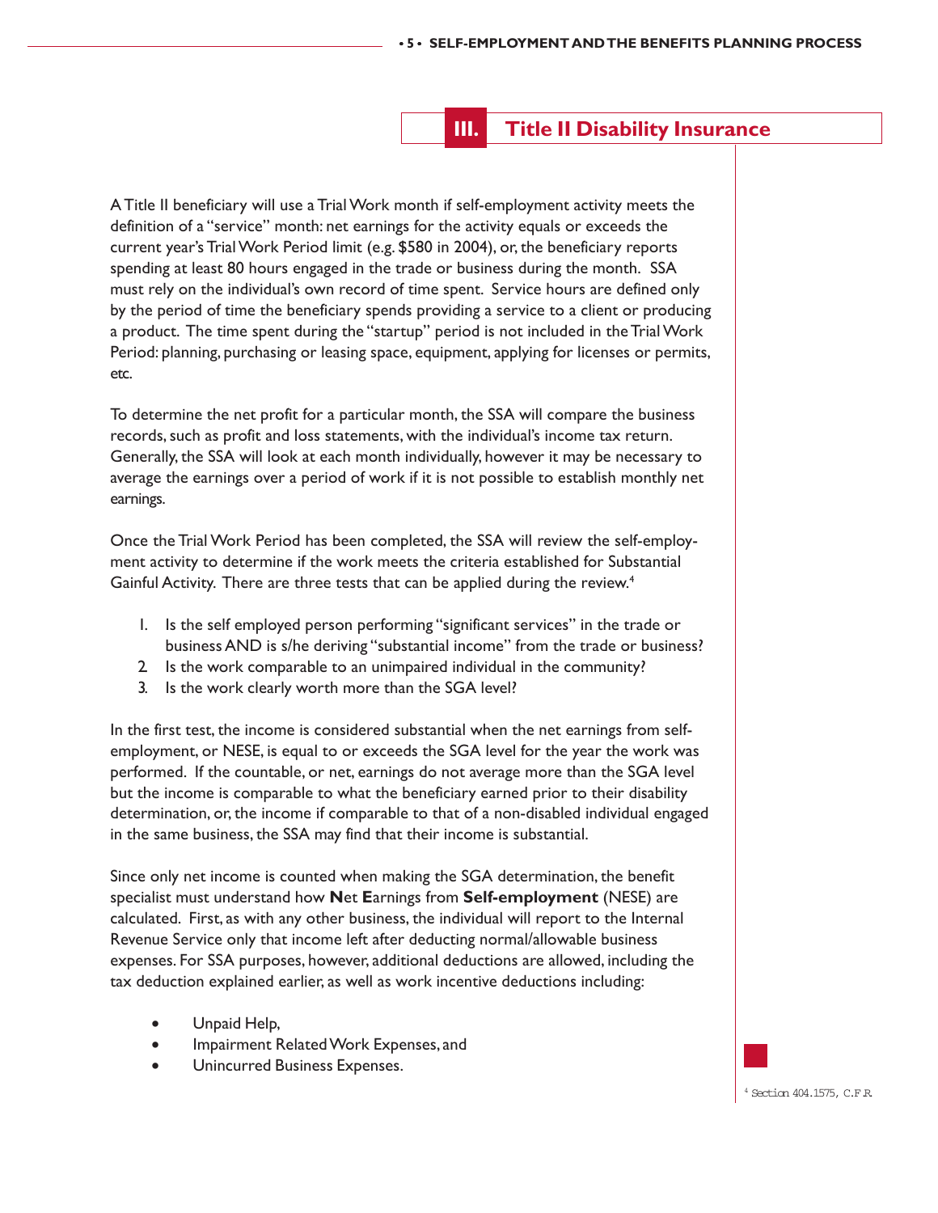## III. Title II Disability Insurance

A Title II beneficiary will use a Trial Work month if self-employment activity meets the definition of a "service" month: net earnings for the activity equals or exceeds the current year's Trial Work Period limit (e.g. $580 in 2004), or, the beneficiary reports spending at least 80 hours engaged in the trade or business during the month. SSA must rely on the individual's own record of time spent. Service hours are defined only by the period of time the beneficiary spends providing a service to a client or producing a product. The time spent during the "startup" period is not included in the Trial Work Period: planning, purchasing or leasing space, equipment, applying for licenses or permits, etc.

To determine the net profit for a particular month, the SSA will compare the business records, such as profit and loss statements, with the individual's income tax return. Generally, the SSA will look at each month individually, however it may be necessary to average the earnings over a period of work if it is not possible to establish monthly net earnings.

Once the Trial Work Period has been completed, the SSA will review the self-employment activity to determine if the work meets the criteria established for Substantial Gainful Activity. There are three tests that can be applied during the review.[4]

1. Is the self employed person performing "significant services" in the trade or business AND is s/he deriving "substantial income" from the trade or business?
2. Is the work comparable to an unimpaired individual in the community?
3. Is the work clearly worth more than the SGA level?

In the first test, the income is considered substantial when the net earnings from self-employment, or NESE, is equal to or exceeds the SGA level for the year the work was performed. If the countable, or net, earnings do not average more than the SGA level but the income is comparable to what the beneficiary earned prior to their disability determination, or, the income if comparable to that of a non-disabled individual engaged in the same business, the SSA may find that their income is substantial.

Since only net income is counted when making the SGA determination, the benefit specialist must understand how **N**et **E**arnings from **Self-employment** (NESE) are calculated. First, as with any other business, the individual will report to the Internal Revenue Service only that income left after deducting normal/allowable business expenses. For SSA purposes, however, additional deductions are allowed, including the tax deduction explained earlier, as well as work incentive deductions including:

- Unpaid Help,
- Impairment Related Work Expenses, and
- Unincurred Business Expenses.

[4] Section 404.1575, C.F.R.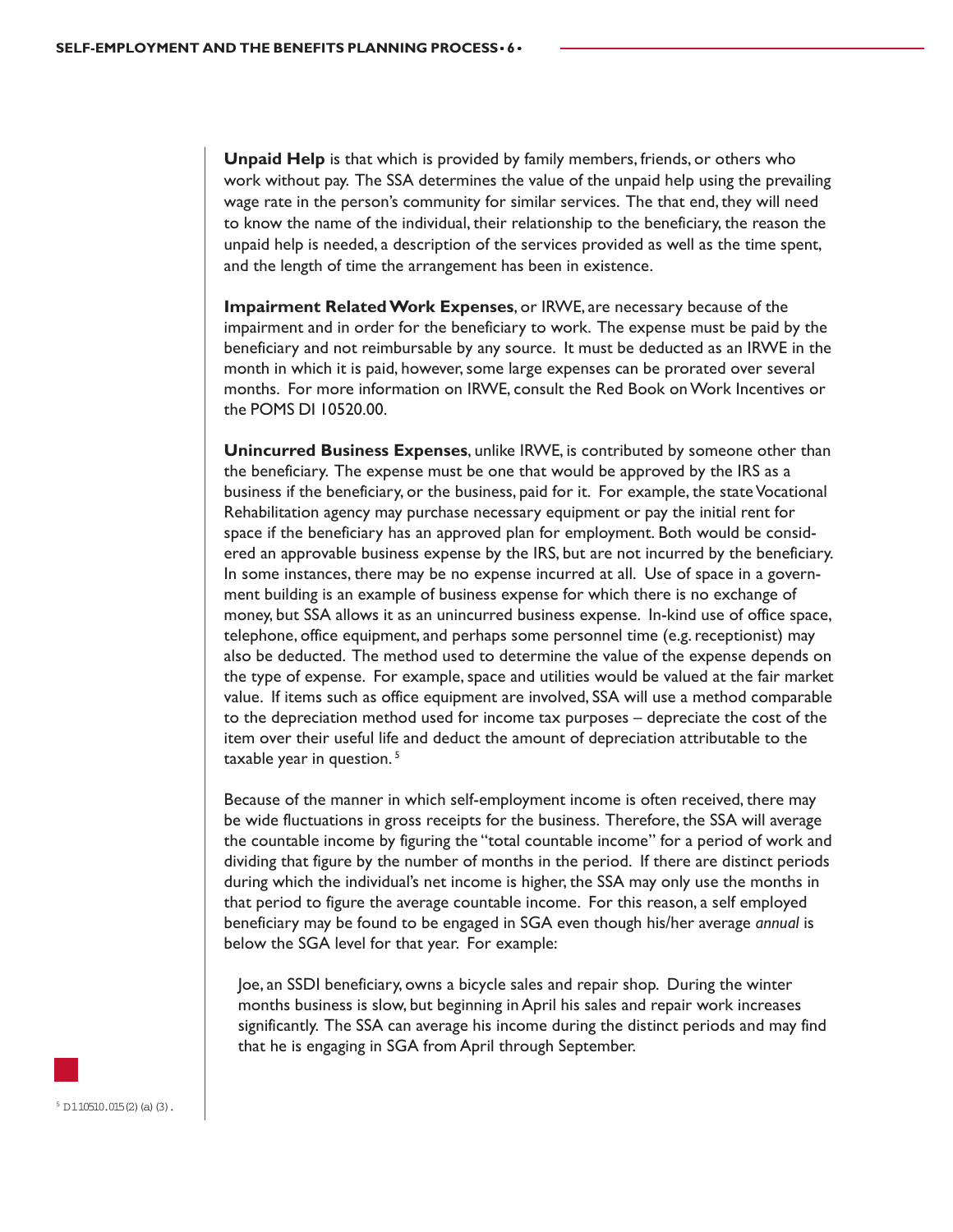**Unpaid Help** is that which is provided by family members, friends, or others who work without pay. The SSA determines the value of the unpaid help using the prevailing wage rate in the person's community for similar services. The that end, they will need to know the name of the individual, their relationship to the beneficiary, the reason the unpaid help is needed, a description of the services provided as well as the time spent, and the length of time the arrangement has been in existence.

**Impairment Related Work Expenses**, or IRWE, are necessary because of the impairment and in order for the beneficiary to work. The expense must be paid by the beneficiary and not reimbursable by any source. It must be deducted as an IRWE in the month in which it is paid, however, some large expenses can be prorated over several months. For more information on IRWE, consult the Red Book on Work Incentives or the POMS DI 10520.00.

**Unincurred Business Expenses**, unlike IRWE, is contributed by someone other than the beneficiary. The expense must be one that would be approved by the IRS as a business if the beneficiary, or the business, paid for it. For example, the state Vocational Rehabilitation agency may purchase necessary equipment or pay the initial rent for space if the beneficiary has an approved plan for employment. Both would be considered an approvable business expense by the IRS, but are not incurred by the beneficiary. In some instances, there may be no expense incurred at all. Use of space in a government building is an example of business expense for which there is no exchange of money, but SSA allows it as an unincurred business expense. In-kind use of office space, telephone, office equipment, and perhaps some personnel time (e.g. receptionist) may also be deducted. The method used to determine the value of the expense depends on the type of expense. For example, space and utilities would be valued at the fair market value. If items such as office equipment are involved, SSA will use a method comparable to the depreciation method used for income tax purposes – depreciate the cost of the item over their useful life and deduct the amount of depreciation attributable to the taxable year in question. [5]

Because of the manner in which self-employment income is often received, there may be wide fluctuations in gross receipts for the business. Therefore, the SSA will average the countable income by figuring the "total countable income" for a period of work and dividing that figure by the number of months in the period. If there are distinct periods during which the individual's net income is higher, the SSA may only use the months in that period to figure the average countable income. For this reason, a self employed beneficiary may be found to be engaged in SGA even though his/her average *annual* is below the SGA level for that year. For example:

> Joe, an SSDI beneficiary, owns a bicycle sales and repair shop. During the winter months business is slow, but beginning in April his sales and repair work increases significantly. The SSA can average his income during the distinct periods and may find that he is engaging in SGA from April through September.

[5] DI 10510.015(2)(a)(3).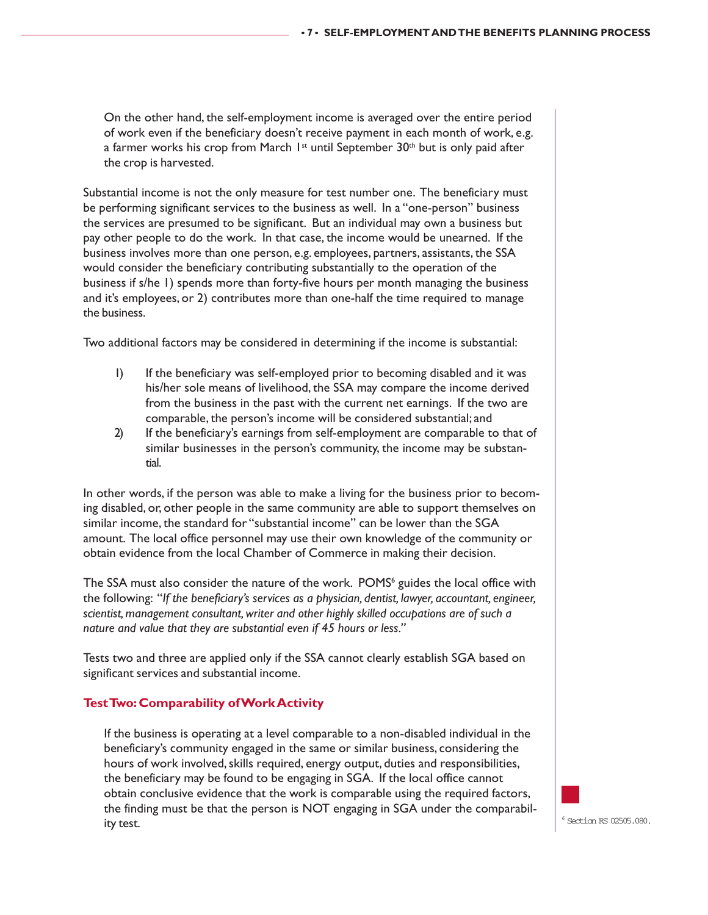On the other hand, the self-employment income is averaged over the entire period of work even if the beneficiary doesn't receive payment in each month of work, e.g. a farmer works his crop from March 1st until September 30th but is only paid after the crop is harvested.

Substantial income is not the only measure for test number one. The beneficiary must be performing significant services to the business as well. In a "one-person" business the services are presumed to be significant. But an individual may own a business but pay other people to do the work. In that case, the income would be unearned. If the business involves more than one person, e.g. employees, partners, assistants, the SSA would consider the beneficiary contributing substantially to the operation of the business if s/he 1) spends more than forty-five hours per month managing the business and it's employees, or 2) contributes more than one-half the time required to manage the business.

Two additional factors may be considered in determining if the income is substantial:

1) If the beneficiary was self-employed prior to becoming disabled and it was his/her sole means of livelihood, the SSA may compare the income derived from the business in the past with the current net earnings. If the two are comparable, the person's income will be considered substantial; and
2) If the beneficiary's earnings from self-employment are comparable to that of similar businesses in the person's community, the income may be substantial.

In other words, if the person was able to make a living for the business prior to becoming disabled, or, other people in the same community are able to support themselves on similar income, the standard for "substantial income" can be lower than the SGA amount. The local office personnel may use their own knowledge of the community or obtain evidence from the local Chamber of Commerce in making their decision.

The SSA must also consider the nature of the work. POMS[6] guides the local office with the following: "*If the beneficiary's services as a physician, dentist, lawyer, accountant, engineer, scientist, management consultant, writer and other highly skilled occupations are of such a nature and value that they are substantial even if 45 hours or less*."

Tests two and three are applied only if the SSA cannot clearly establish SGA based on significant services and substantial income.

### Test Two: Comparability of Work Activity

If the business is operating at a level comparable to a non-disabled individual in the beneficiary's community engaged in the same or similar business, considering the hours of work involved, skills required, energy output, duties and responsibilities, the beneficiary may be found to be engaging in SGA. If the local office cannot obtain conclusive evidence that the work is comparable using the required factors, the finding must be that the person is NOT engaging in SGA under the comparability test.

[6] Section RS 02505.080.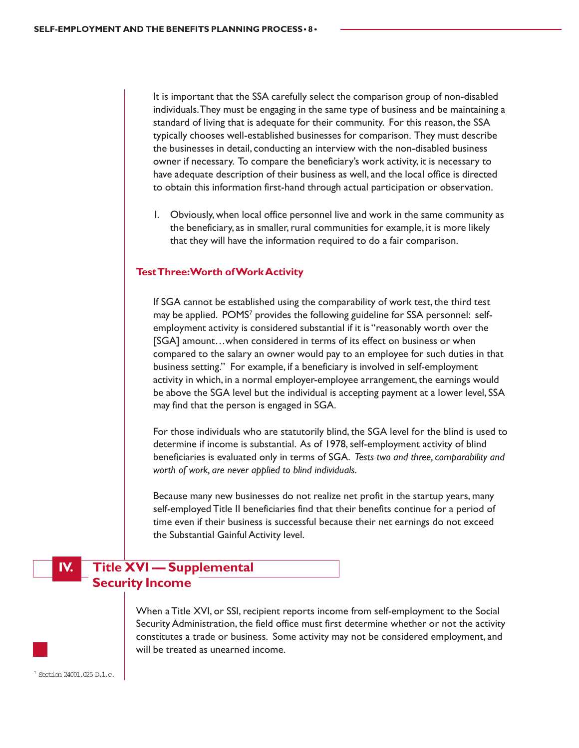It is important that the SSA carefully select the comparison group of non-disabled individuals. They must be engaging in the same type of business and be maintaining a standard of living that is adequate for their community. For this reason, the SSA typically chooses well-established businesses for comparison. They must describe the businesses in detail, conducting an interview with the non-disabled business owner if necessary. To compare the beneficiary's work activity, it is necessary to have adequate description of their business as well, and the local office is directed to obtain this information first-hand through actual participation or observation.

1. Obviously, when local office personnel live and work in the same community as the beneficiary, as in smaller, rural communities for example, it is more likely that they will have the information required to do a fair comparison.

### Test Three: Worth of Work Activity

If SGA cannot be established using the comparability of work test, the third test may be applied. POMS[7] provides the following guideline for SSA personnel: self-employment activity is considered substantial if it is "reasonably worth over the [SGA] amount…when considered in terms of its effect on business or when compared to the salary an owner would pay to an employee for such duties in that business setting." For example, if a beneficiary is involved in self-employment activity in which, in a normal employer-employee arrangement, the earnings would be above the SGA level but the individual is accepting payment at a lower level, SSA may find that the person is engaged in SGA.

For those individuals who are statutorily blind, the SGA level for the blind is used to determine if income is substantial. As of 1978, self-employment activity of blind beneficiaries is evaluated only in terms of SGA. *Tests two and three, comparability and worth of work, are never applied to blind individuals.*

Because many new businesses do not realize net profit in the startup years, many self-employed Title II beneficiaries find that their benefits continue for a period of time even if their business is successful because their net earnings do not exceed the Substantial Gainful Activity level.

## IV. Title XVI — Supplemental Security Income

When a Title XVI, or SSI, recipient reports income from self-employment to the Social Security Administration, the field office must first determine whether or not the activity constitutes a trade or business. Some activity may not be considered employment, and will be treated as unearned income.

[7] Section 24001.025 D.1.c.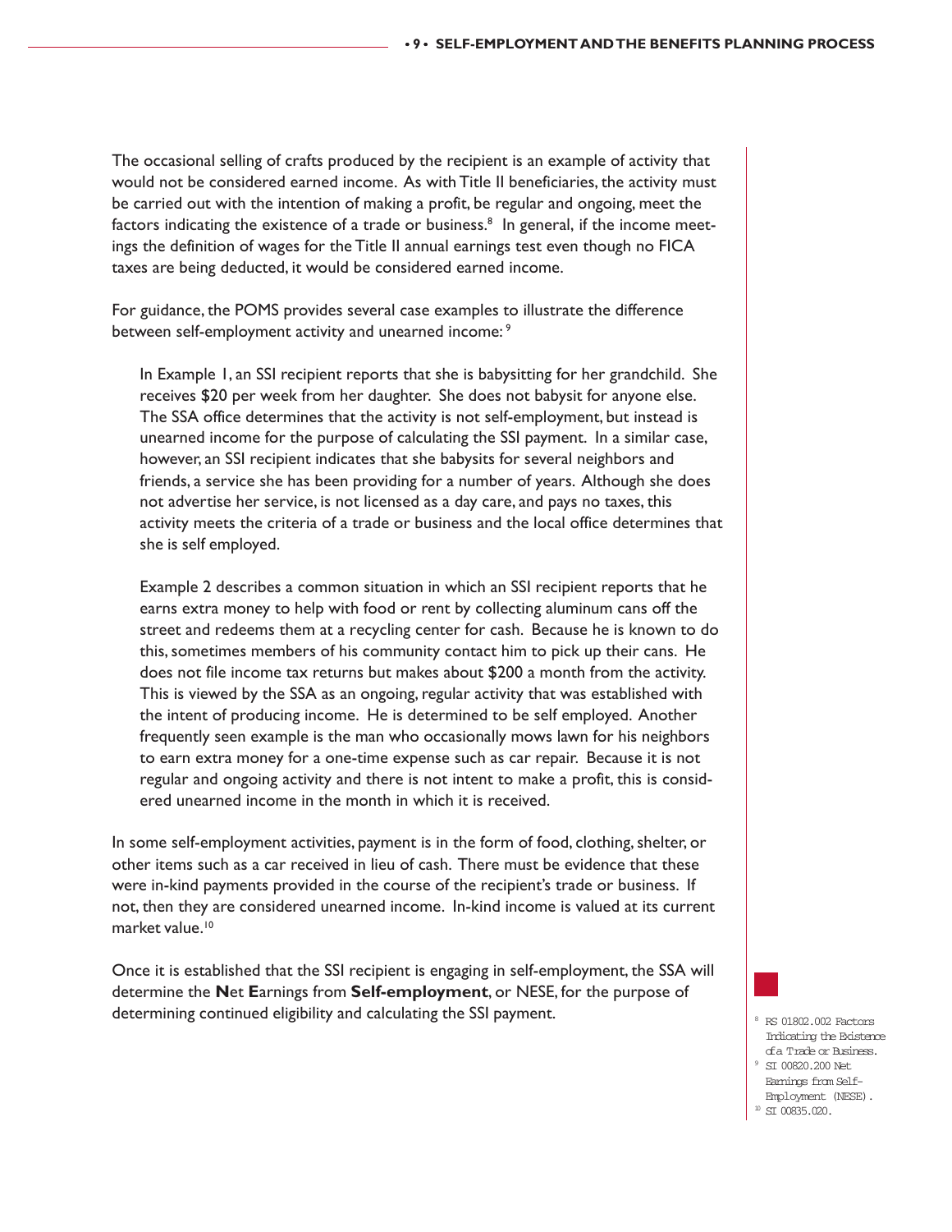The occasional selling of crafts produced by the recipient is an example of activity that would not be considered earned income. As with Title II beneficiaries, the activity must be carried out with the intention of making a profit, be regular and ongoing, meet the factors indicating the existence of a trade or business.[8] In general, if the income meetings the definition of wages for the Title II annual earnings test even though no FICA taxes are being deducted, it would be considered earned income.

For guidance, the POMS provides several case examples to illustrate the difference between self-employment activity and unearned income:[9]

> In Example 1, an SSI recipient reports that she is babysitting for her grandchild. She receives $20 per week from her daughter. She does not babysit for anyone else. The SSA office determines that the activity is not self-employment, but instead is unearned income for the purpose of calculating the SSI payment. In a similar case, however, an SSI recipient indicates that she babysits for several neighbors and friends, a service she has been providing for a number of years. Although she does not advertise her service, is not licensed as a day care, and pays no taxes, this activity meets the criteria of a trade or business and the local office determines that she is self employed.
>
> Example 2 describes a common situation in which an SSI recipient reports that he earns extra money to help with food or rent by collecting aluminum cans off the street and redeems them at a recycling center for cash. Because he is known to do this, sometimes members of his community contact him to pick up their cans. He does not file income tax returns but makes about $200 a month from the activity. This is viewed by the SSA as an ongoing, regular activity that was established with the intent of producing income. He is determined to be self employed. Another frequently seen example is the man who occasionally mows lawn for his neighbors to earn extra money for a one-time expense such as car repair. Because it is not regular and ongoing activity and there is not intent to make a profit, this is considered unearned income in the month in which it is received.

In some self-employment activities, payment is in the form of food, clothing, shelter, or other items such as a car received in lieu of cash. There must be evidence that these were in-kind payments provided in the course of the recipient's trade or business. If not, then they are considered unearned income. In-kind income is valued at its current market value.[10]

Once it is established that the SSI recipient is engaging in self-employment, the SSA will determine the **N**et **E**arnings from **Self-employment**, or NESE, for the purpose of determining continued eligibility and calculating the SSI payment.

---

[8] RS 01802.002 Factors Indicating the Existence of a Trade or Business.

[9] SI 00820.200 Net Earnings from Self-Employment (NESE).

[10] SI 00835.020.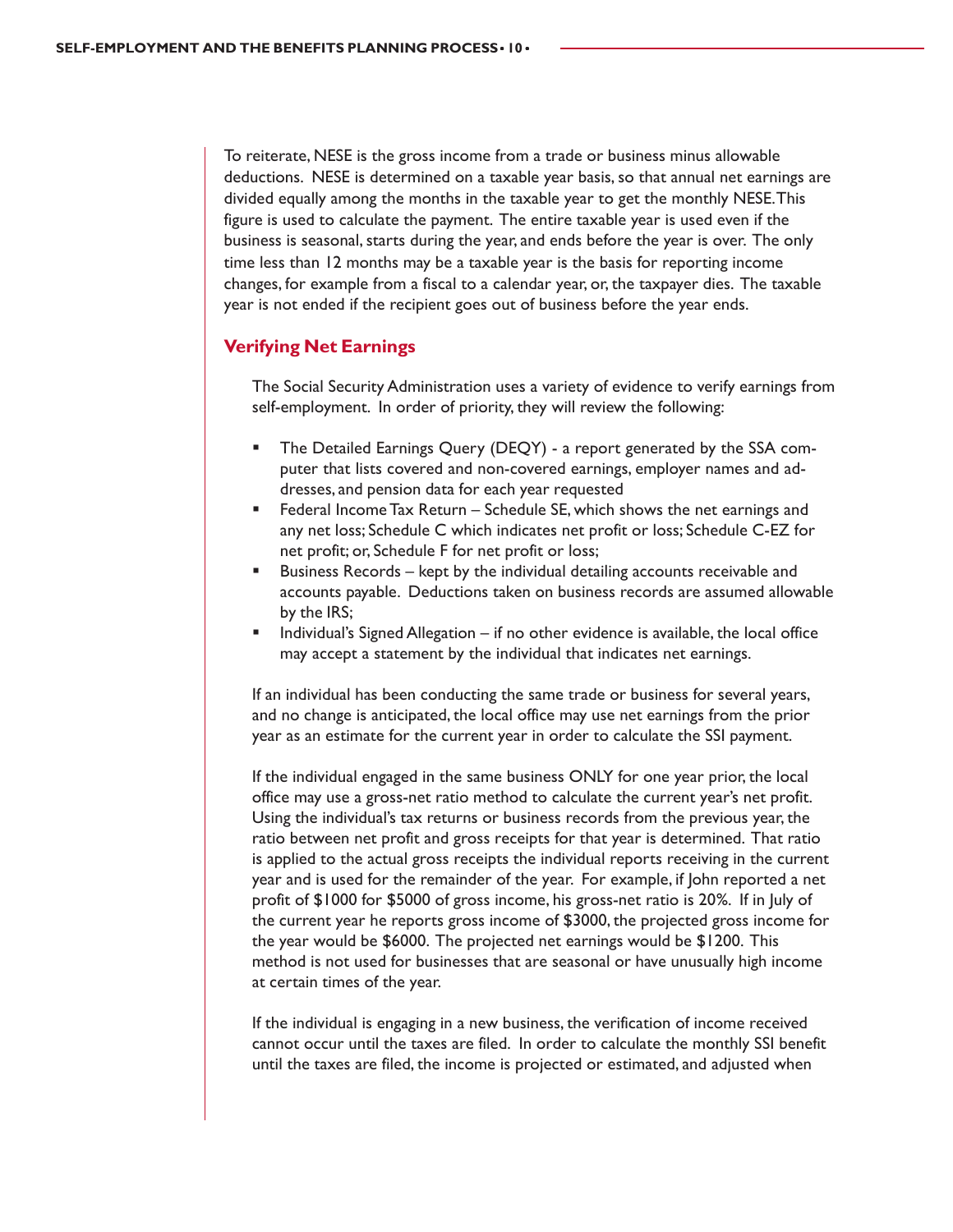To reiterate, NESE is the gross income from a trade or business minus allowable deductions. NESE is determined on a taxable year basis, so that annual net earnings are divided equally among the months in the taxable year to get the monthly NESE. This figure is used to calculate the payment. The entire taxable year is used even if the business is seasonal, starts during the year, and ends before the year is over. The only time less than 12 months may be a taxable year is the basis for reporting income changes, for example from a fiscal to a calendar year, or, the taxpayer dies. The taxable year is not ended if the recipient goes out of business before the year ends.

## Verifying Net Earnings

The Social Security Administration uses a variety of evidence to verify earnings from self-employment. In order of priority, they will review the following:

- The Detailed Earnings Query (DEQY) - a report generated by the SSA computer that lists covered and non-covered earnings, employer names and addresses, and pension data for each year requested
- Federal Income Tax Return – Schedule SE, which shows the net earnings and any net loss; Schedule C which indicates net profit or loss; Schedule C-EZ for net profit; or, Schedule F for net profit or loss;
- Business Records – kept by the individual detailing accounts receivable and accounts payable. Deductions taken on business records are assumed allowable by the IRS;
- Individual's Signed Allegation – if no other evidence is available, the local office may accept a statement by the individual that indicates net earnings.

If an individual has been conducting the same trade or business for several years, and no change is anticipated, the local office may use net earnings from the prior year as an estimate for the current year in order to calculate the SSI payment.

If the individual engaged in the same business ONLY for one year prior, the local office may use a gross-net ratio method to calculate the current year's net profit. Using the individual's tax returns or business records from the previous year, the ratio between net profit and gross receipts for that year is determined. That ratio is applied to the actual gross receipts the individual reports receiving in the current year and is used for the remainder of the year. For example, if John reported a net profit of $1000 for $5000 of gross income, his gross-net ratio is 20%. If in July of the current year he reports gross income of $3000, the projected gross income for the year would be $6000. The projected net earnings would be $1200. This method is not used for businesses that are seasonal or have unusually high income at certain times of the year.

If the individual is engaging in a new business, the verification of income received cannot occur until the taxes are filed. In order to calculate the monthly SSI benefit until the taxes are filed, the income is projected or estimated, and adjusted when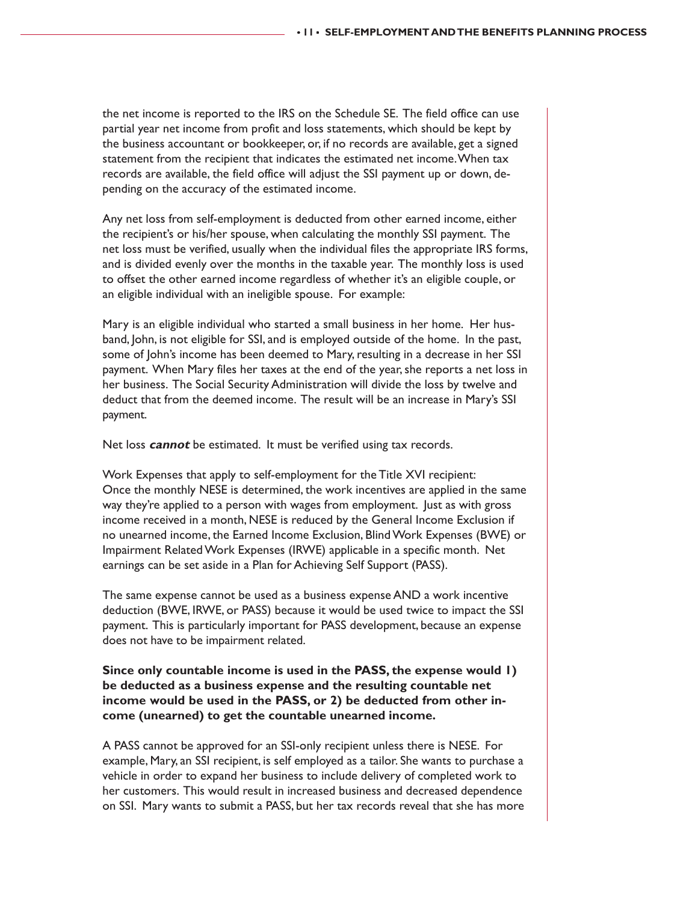the net income is reported to the IRS on the Schedule SE. The field office can use partial year net income from profit and loss statements, which should be kept by the business accountant or bookkeeper, or, if no records are available, get a signed statement from the recipient that indicates the estimated net income. When tax records are available, the field office will adjust the SSI payment up or down, depending on the accuracy of the estimated income.

Any net loss from self-employment is deducted from other earned income, either the recipient's or his/her spouse, when calculating the monthly SSI payment. The net loss must be verified, usually when the individual files the appropriate IRS forms, and is divided evenly over the months in the taxable year. The monthly loss is used to offset the other earned income regardless of whether it's an eligible couple, or an eligible individual with an ineligible spouse. For example:

Mary is an eligible individual who started a small business in her home. Her husband, John, is not eligible for SSI, and is employed outside of the home. In the past, some of John's income has been deemed to Mary, resulting in a decrease in her SSI payment. When Mary files her taxes at the end of the year, she reports a net loss in her business. The Social Security Administration will divide the loss by twelve and deduct that from the deemed income. The result will be an increase in Mary's SSI payment.

Net loss ***cannot*** be estimated. It must be verified using tax records.

Work Expenses that apply to self-employment for the Title XVI recipient:
Once the monthly NESE is determined, the work incentives are applied in the same way they're applied to a person with wages from employment. Just as with gross income received in a month, NESE is reduced by the General Income Exclusion if no unearned income, the Earned Income Exclusion, Blind Work Expenses (BWE) or Impairment Related Work Expenses (IRWE) applicable in a specific month. Net earnings can be set aside in a Plan for Achieving Self Support (PASS).

The same expense cannot be used as a business expense AND a work incentive deduction (BWE, IRWE, or PASS) because it would be used twice to impact the SSI payment. This is particularly important for PASS development, because an expense does not have to be impairment related.

**Since only countable income is used in the PASS, the expense would 1) be deducted as a business expense and the resulting countable net income would be used in the PASS, or 2) be deducted from other income (unearned) to get the countable unearned income.**

A PASS cannot be approved for an SSI-only recipient unless there is NESE. For example, Mary, an SSI recipient, is self employed as a tailor. She wants to purchase a vehicle in order to expand her business to include delivery of completed work to her customers. This would result in increased business and decreased dependence on SSI. Mary wants to submit a PASS, but her tax records reveal that she has more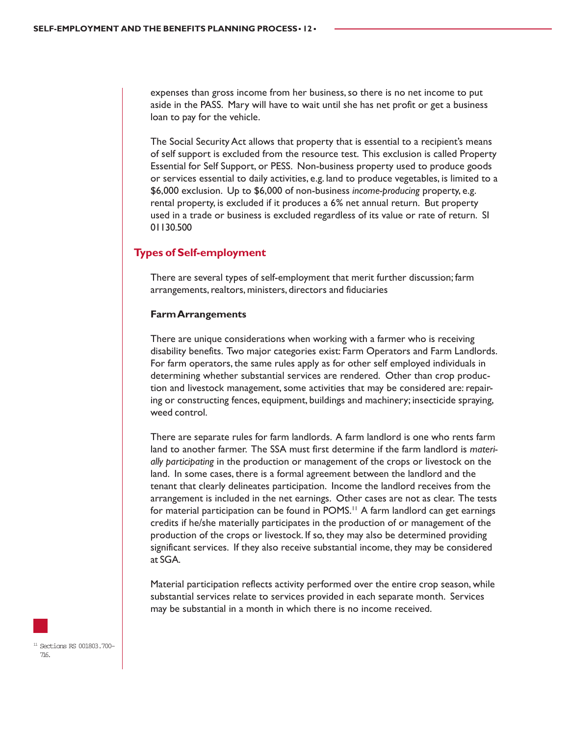expenses than gross income from her business, so there is no net income to put aside in the PASS. Mary will have to wait until she has net profit or get a business loan to pay for the vehicle.

The Social Security Act allows that property that is essential to a recipient's means of self support is excluded from the resource test. This exclusion is called Property Essential for Self Support, or PESS. Non-business property used to produce goods or services essential to daily activities, e.g. land to produce vegetables, is limited to a $6,000 exclusion. Up to $6,000 of non-business *income-producing* property, e.g. rental property, is excluded if it produces a 6% net annual return. But property used in a trade or business is excluded regardless of its value or rate of return. SI 01130.500

## Types of Self-employment

There are several types of self-employment that merit further discussion; farm arrangements, realtors, ministers, directors and fiduciaries

### Farm Arrangements

There are unique considerations when working with a farmer who is receiving disability benefits. Two major categories exist: Farm Operators and Farm Landlords. For farm operators, the same rules apply as for other self employed individuals in determining whether substantial services are rendered. Other than crop production and livestock management, some activities that may be considered are: repairing or constructing fences, equipment, buildings and machinery; insecticide spraying, weed control.

There are separate rules for farm landlords. A farm landlord is one who rents farm land to another farmer. The SSA must first determine if the farm landlord is *materially participating* in the production or management of the crops or livestock on the land. In some cases, there is a formal agreement between the landlord and the tenant that clearly delineates participation. Income the landlord receives from the arrangement is included in the net earnings. Other cases are not as clear. The tests for material participation can be found in POMS.[11] A farm landlord can get earnings credits if he/she materially participates in the production of or management of the production of the crops or livestock. If so, they may also be determined providing significant services. If they also receive substantial income, they may be considered at SGA.

Material participation reflects activity performed over the entire crop season, while substantial services relate to services provided in each separate month. Services may be substantial in a month in which there is no income received.

[11] Sections RS 001803.700-716.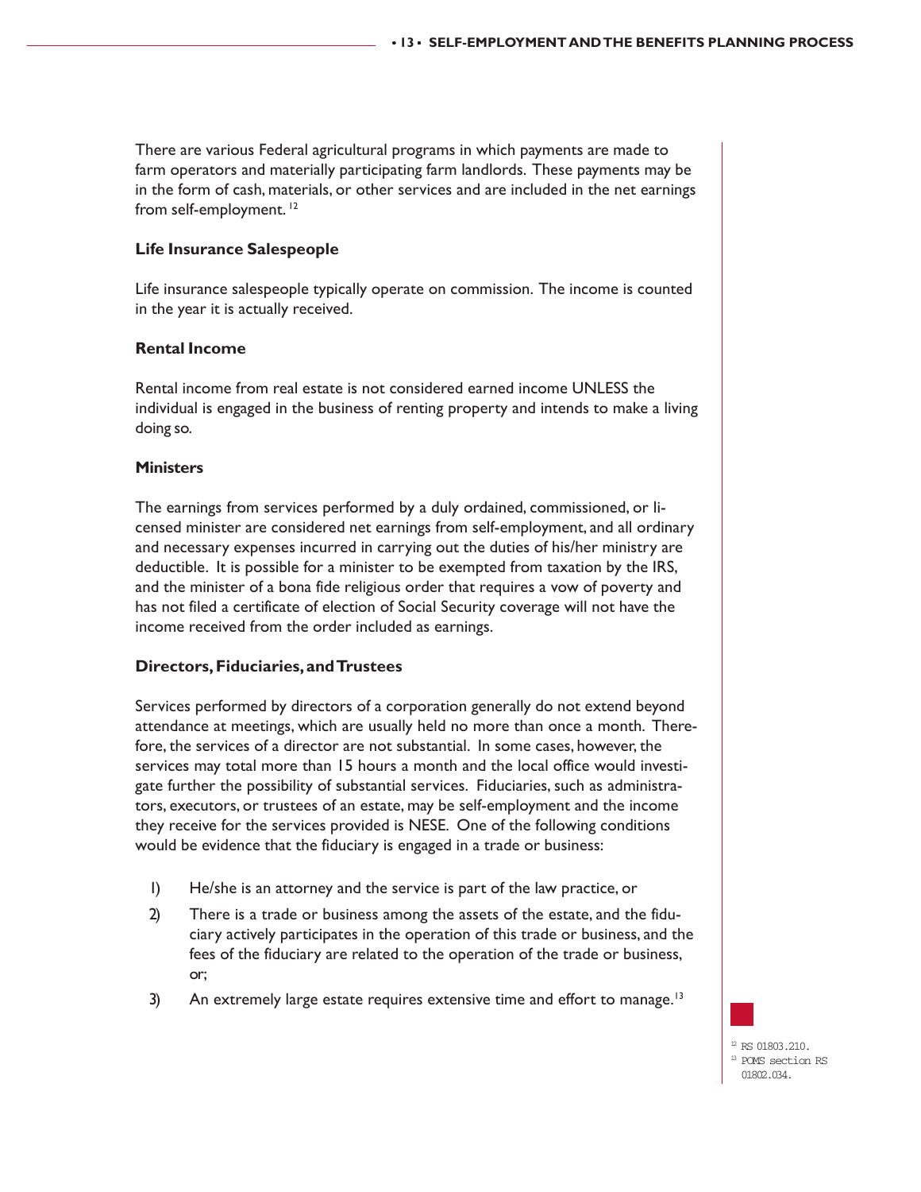There are various Federal agricultural programs in which payments are made to farm operators and materially participating farm landlords. These payments may be in the form of cash, materials, or other services and are included in the net earnings from self-employment. [12]

### Life Insurance Salespeople

Life insurance salespeople typically operate on commission. The income is counted in the year it is actually received.

### Rental Income

Rental income from real estate is not considered earned income UNLESS the individual is engaged in the business of renting property and intends to make a living doing so.

### Ministers

The earnings from services performed by a duly ordained, commissioned, or licensed minister are considered net earnings from self-employment, and all ordinary and necessary expenses incurred in carrying out the duties of his/her ministry are deductible. It is possible for a minister to be exempted from taxation by the IRS, and the minister of a bona fide religious order that requires a vow of poverty and has not filed a certificate of election of Social Security coverage will not have the income received from the order included as earnings.

### Directors, Fiduciaries, and Trustees

Services performed by directors of a corporation generally do not extend beyond attendance at meetings, which are usually held no more than once a month. Therefore, the services of a director are not substantial. In some cases, however, the services may total more than 15 hours a month and the local office would investigate further the possibility of substantial services. Fiduciaries, such as administrators, executors, or trustees of an estate, may be self-employment and the income they receive for the services provided is NESE. One of the following conditions would be evidence that the fiduciary is engaged in a trade or business:

1) He/she is an attorney and the service is part of the law practice, or
2) There is a trade or business among the assets of the estate, and the fiduciary actively participates in the operation of this trade or business, and the fees of the fiduciary are related to the operation of the trade or business, or;
3) An extremely large estate requires extensive time and effort to manage.[13]

[12] RS 01803.210.
[13] POMS section RS 01802.034.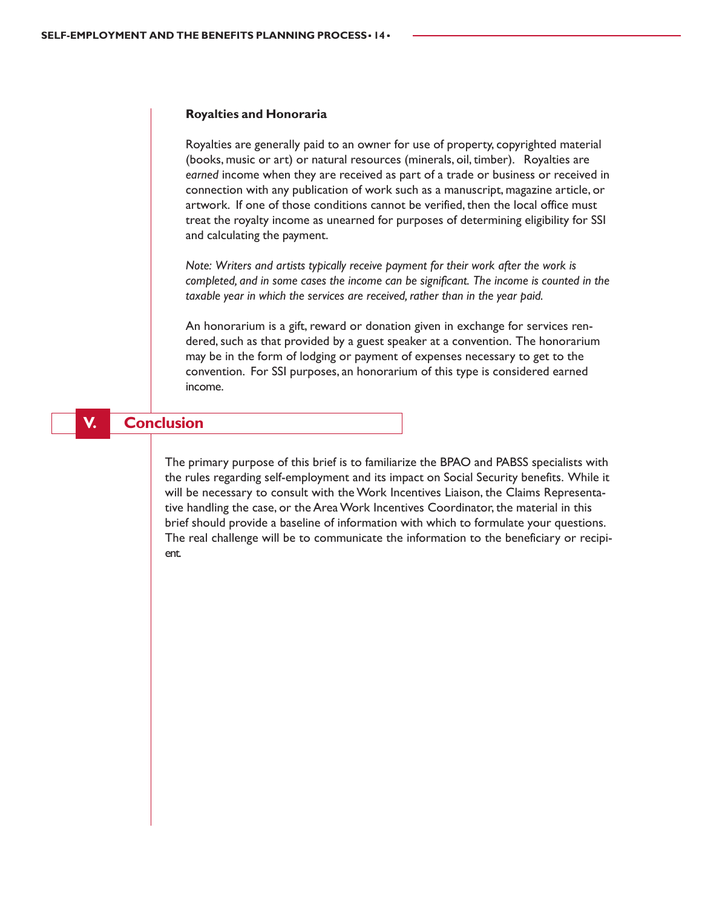### Royalties and Honoraria

Royalties are generally paid to an owner for use of property, copyrighted material (books, music or art) or natural resources (minerals, oil, timber). Royalties are *earned* income when they are received as part of a trade or business or received in connection with any publication of work such as a manuscript, magazine article, or artwork. If one of those conditions cannot be verified, then the local office must treat the royalty income as unearned for purposes of determining eligibility for SSI and calculating the payment.

*Note: Writers and artists typically receive payment for their work after the work is completed, and in some cases the income can be significant. The income is counted in the taxable year in which the services are received, rather than in the year paid.*

An honorarium is a gift, reward or donation given in exchange for services rendered, such as that provided by a guest speaker at a convention. The honorarium may be in the form of lodging or payment of expenses necessary to get to the convention. For SSI purposes, an honorarium of this type is considered earned income.

## V. Conclusion

The primary purpose of this brief is to familiarize the BPAO and PABSS specialists with the rules regarding self-employment and its impact on Social Security benefits. While it will be necessary to consult with the Work Incentives Liaison, the Claims Representative handling the case, or the Area Work Incentives Coordinator, the material in this brief should provide a baseline of information with which to formulate your questions. The real challenge will be to communicate the information to the beneficiary or recipient.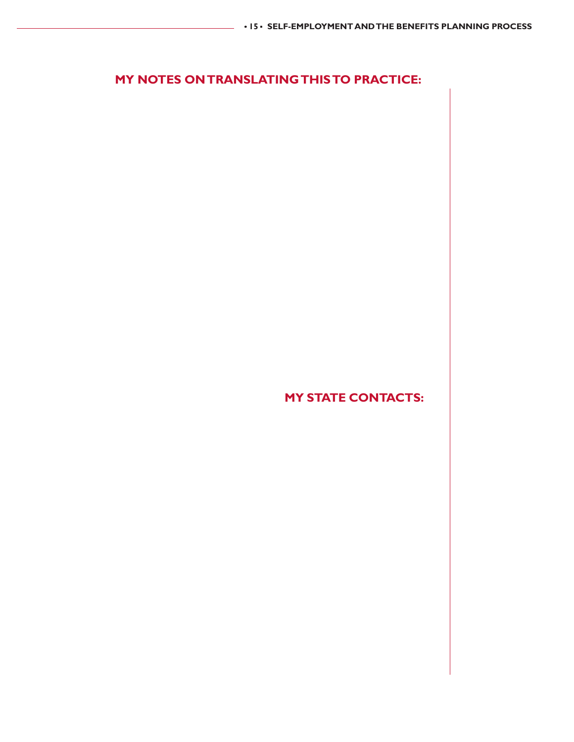## MY NOTES ON TRANSLATING THIS TO PRACTICE:

## MY STATE CONTACTS: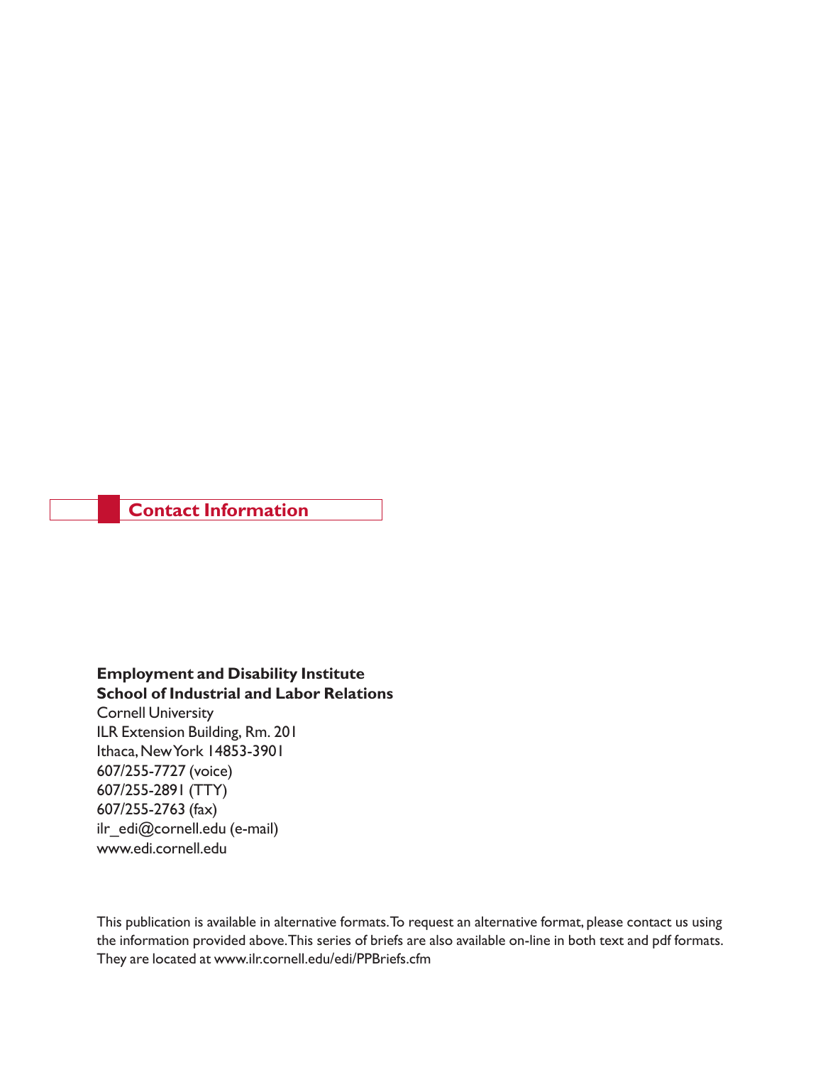## Contact Information

**Employment and Disability Institute**
**School of Industrial and Labor Relations**
Cornell University
ILR Extension Building, Rm. 201
Ithaca, New York 14853-3901
607/255-7727 (voice)
607/255-2891 (TTY)
607/255-2763 (fax)
ilr_edi@cornell.edu (e-mail)
www.edi.cornell.edu

This publication is available in alternative formats. To request an alternative format, please contact us using the information provided above. This series of briefs are also available on-line in both text and pdf formats. They are located at www.ilr.cornell.edu/edi/PPBriefs.cfm